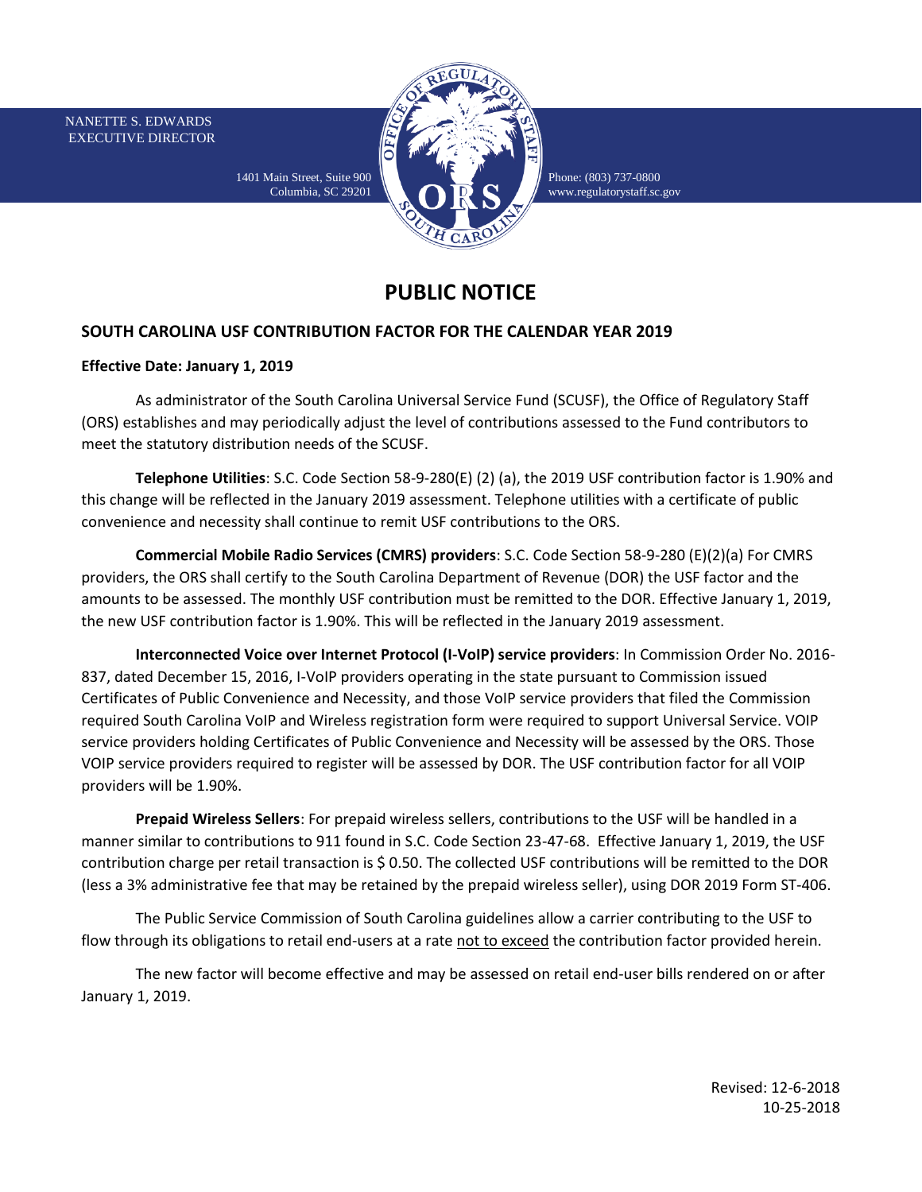NANETTE S. EDWARDS
EXECUTIVE DIRECTOR

1401 Main Street, Suite 900
Columbia, SC 29201

Phone: (803) 737-0800
www.regulatorystaff.sc.gov

# PUBLIC NOTICE

## SOUTH CAROLINA USF CONTRIBUTION FACTOR FOR THE CALENDAR YEAR 2019

**Effective Date: January 1, 2019**

As administrator of the South Carolina Universal Service Fund (SCUSF), the Office of Regulatory Staff (ORS) establishes and may periodically adjust the level of contributions assessed to the Fund contributors to meet the statutory distribution needs of the SCUSF.

**Telephone Utilities**: S.C. Code Section 58-9-280(E) (2) (a), the 2019 USF contribution factor is 1.90% and this change will be reflected in the January 2019 assessment. Telephone utilities with a certificate of public convenience and necessity shall continue to remit USF contributions to the ORS.

**Commercial Mobile Radio Services (CMRS) providers**: S.C. Code Section 58-9-280 (E)(2)(a) For CMRS providers, the ORS shall certify to the South Carolina Department of Revenue (DOR) the USF factor and the amounts to be assessed. The monthly USF contribution must be remitted to the DOR. Effective January 1, 2019, the new USF contribution factor is 1.90%. This will be reflected in the January 2019 assessment.

**Interconnected Voice over Internet Protocol (I-VoIP) service providers**: In Commission Order No. 2016-837, dated December 15, 2016, I-VoIP providers operating in the state pursuant to Commission issued Certificates of Public Convenience and Necessity, and those VoIP service providers that filed the Commission required South Carolina VoIP and Wireless registration form were required to support Universal Service. VOIP service providers holding Certificates of Public Convenience and Necessity will be assessed by the ORS. Those VOIP service providers required to register will be assessed by DOR. The USF contribution factor for all VOIP providers will be 1.90%.

**Prepaid Wireless Sellers**: For prepaid wireless sellers, contributions to the USF will be handled in a manner similar to contributions to 911 found in S.C. Code Section 23-47-68. Effective January 1, 2019, the USF contribution charge per retail transaction is $ 0.50. The collected USF contributions will be remitted to the DOR (less a 3% administrative fee that may be retained by the prepaid wireless seller), using DOR 2019 Form ST-406.

The Public Service Commission of South Carolina guidelines allow a carrier contributing to the USF to flow through its obligations to retail end-users at a rate <u>not to exceed</u> the contribution factor provided herein.

The new factor will become effective and may be assessed on retail end-user bills rendered on or after January 1, 2019.

Revised: 12-6-2018
10-25-2018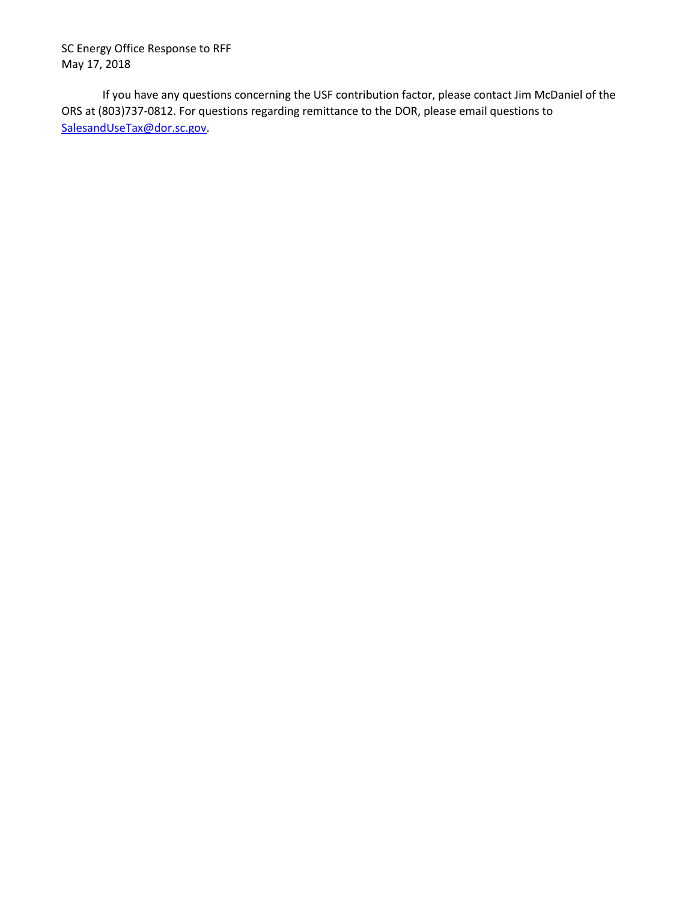If you have any questions concerning the USF contribution factor, please contact Jim McDaniel of the ORS at (803)737-0812. For questions regarding remittance to the DOR, please email questions to SalesandUseTax@dor.sc.gov.